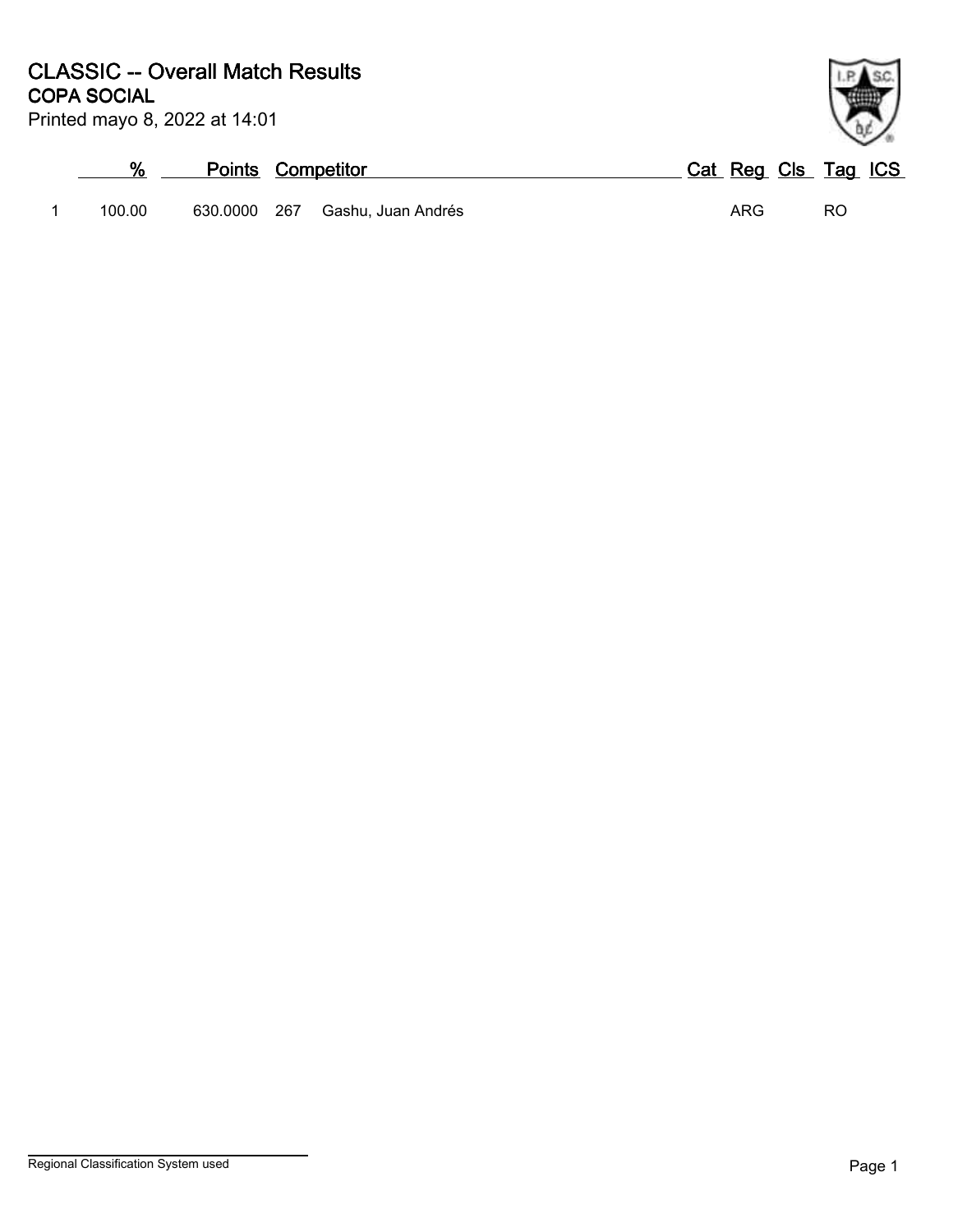# CLASSIC -- Overall Match Results

## COPA SOCIAL

Printed mayo 8, 2022 at 14:01

| | % | Points | Competitor | | Cat | Reg | Cls | Tag | ICS |
|---|---|---|---|---|---|---|---|---|---|
| 1 | 100.00 | 630.0000 | 267 | Gashu, Juan Andrés | | ARG | | RO | |

Regional Classification System used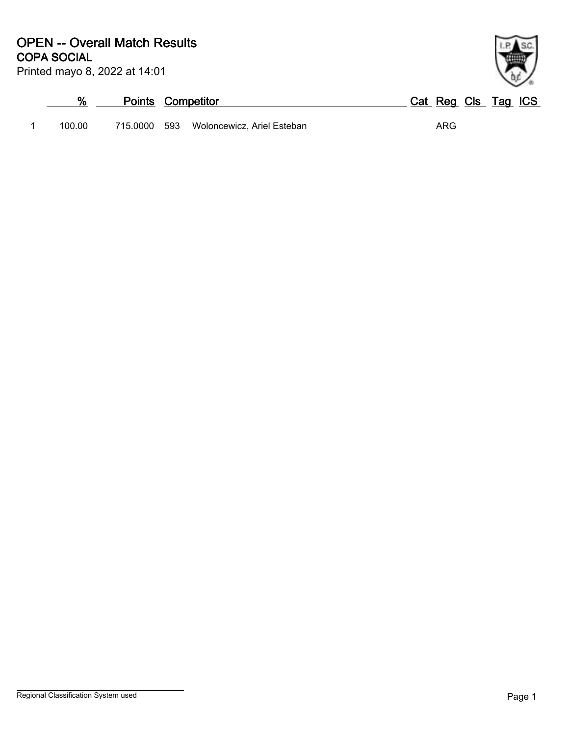# OPEN -- Overall Match Results

## COPA SOCIAL

Printed mayo 8, 2022 at 14:01

| | % | Points | Competitor | | Cat | Reg | Cls | Tag | ICS |
|---|---|---|---|---|---|---|---|---|---|
| 1 | 100.00 | 715.0000 | 593 | Woloncewicz, Ariel Esteban | | ARG | | | |

Regional Classification System used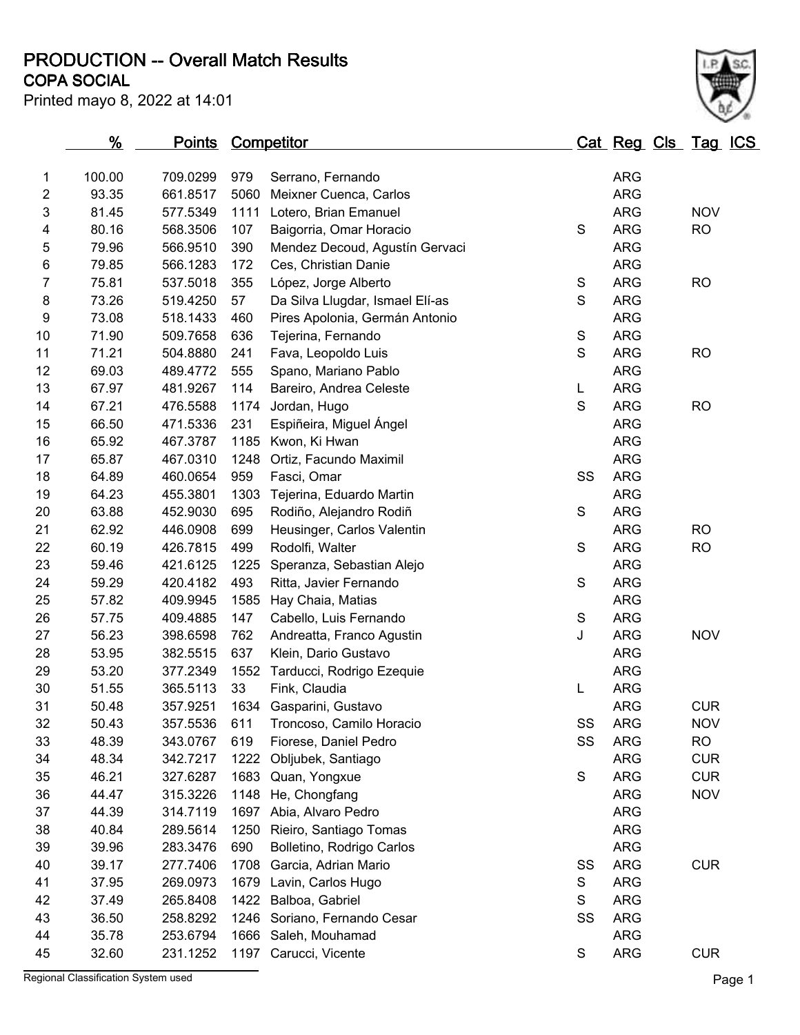# PRODUCTION -- Overall Match Results

## COPA SOCIAL

Printed mayo 8, 2022 at 14:01

| | % | Points | | Competitor | Cat | Reg | Cls | Tag | ICS |
|---|---|---|---|---|---|---|---|---|---|
| 1 | 100.00 | 709.0299 | 979 | Serrano, Fernando | | ARG | | | |
| 2 | 93.35 | 661.8517 | 5060 | Meixner Cuenca, Carlos | | ARG | | | |
| 3 | 81.45 | 577.5349 | 1111 | Lotero, Brian Emanuel | | ARG | | NOV | |
| 4 | 80.16 | 568.3506 | 107 | Baigorria, Omar Horacio | S | ARG | | RO | |
| 5 | 79.96 | 566.9510 | 390 | Mendez Decoud, Agustín Gervaci | | ARG | | | |
| 6 | 79.85 | 566.1283 | 172 | Ces, Christian Danie | | ARG | | | |
| 7 | 75.81 | 537.5018 | 355 | López, Jorge Alberto | S | ARG | | RO | |
| 8 | 73.26 | 519.4250 | 57 | Da Silva Llugdar, Ismael Elí-as | S | ARG | | | |
| 9 | 73.08 | 518.1433 | 460 | Pires Apolonia, Germán Antonio | | ARG | | | |
| 10 | 71.90 | 509.7658 | 636 | Tejerina, Fernando | S | ARG | | | |
| 11 | 71.21 | 504.8880 | 241 | Fava, Leopoldo Luis | S | ARG | | RO | |
| 12 | 69.03 | 489.4772 | 555 | Spano, Mariano Pablo | | ARG | | | |
| 13 | 67.97 | 481.9267 | 114 | Bareiro, Andrea Celeste | L | ARG | | | |
| 14 | 67.21 | 476.5588 | 1174 | Jordan, Hugo | S | ARG | | RO | |
| 15 | 66.50 | 471.5336 | 231 | Espiñeira, Miguel Ángel | | ARG | | | |
| 16 | 65.92 | 467.3787 | 1185 | Kwon, Ki Hwan | | ARG | | | |
| 17 | 65.87 | 467.0310 | 1248 | Ortiz, Facundo Maximil | | ARG | | | |
| 18 | 64.89 | 460.0654 | 959 | Fasci, Omar | SS | ARG | | | |
| 19 | 64.23 | 455.3801 | 1303 | Tejerina, Eduardo Martin | | ARG | | | |
| 20 | 63.88 | 452.9030 | 695 | Rodiño, Alejandro Rodiñ | S | ARG | | | |
| 21 | 62.92 | 446.0908 | 699 | Heusinger, Carlos Valentin | | ARG | | RO | |
| 22 | 60.19 | 426.7815 | 499 | Rodolfi, Walter | S | ARG | | RO | |
| 23 | 59.46 | 421.6125 | 1225 | Speranza, Sebastian Alejo | | ARG | | | |
| 24 | 59.29 | 420.4182 | 493 | Ritta, Javier Fernando | S | ARG | | | |
| 25 | 57.82 | 409.9945 | 1585 | Hay Chaia, Matias | | ARG | | | |
| 26 | 57.75 | 409.4885 | 147 | Cabello, Luis Fernando | S | ARG | | | |
| 27 | 56.23 | 398.6598 | 762 | Andreatta, Franco Agustin | J | ARG | | NOV | |
| 28 | 53.95 | 382.5515 | 637 | Klein, Dario Gustavo | | ARG | | | |
| 29 | 53.20 | 377.2349 | 1552 | Tarducci, Rodrigo Ezequie | | ARG | | | |
| 30 | 51.55 | 365.5113 | 33 | Fink, Claudia | L | ARG | | | |
| 31 | 50.48 | 357.9251 | 1634 | Gasparini, Gustavo | | ARG | | CUR | |
| 32 | 50.43 | 357.5536 | 611 | Troncoso, Camilo Horacio | SS | ARG | | NOV | |
| 33 | 48.39 | 343.0767 | 619 | Fiorese, Daniel Pedro | SS | ARG | | RO | |
| 34 | 48.34 | 342.7217 | 1222 | Obljubek, Santiago | | ARG | | CUR | |
| 35 | 46.21 | 327.6287 | 1683 | Quan, Yongxue | S | ARG | | CUR | |
| 36 | 44.47 | 315.3226 | 1148 | He, Chongfang | | ARG | | NOV | |
| 37 | 44.39 | 314.7119 | 1697 | Abia, Alvaro Pedro | | ARG | | | |
| 38 | 40.84 | 289.5614 | 1250 | Rieiro, Santiago Tomas | | ARG | | | |
| 39 | 39.96 | 283.3476 | 690 | Bolletino, Rodrigo Carlos | | ARG | | | |
| 40 | 39.17 | 277.7406 | 1708 | Garcia, Adrian Mario | SS | ARG | | CUR | |
| 41 | 37.95 | 269.0973 | 1679 | Lavin, Carlos Hugo | S | ARG | | | |
| 42 | 37.49 | 265.8408 | 1422 | Balboa, Gabriel | S | ARG | | | |
| 43 | 36.50 | 258.8292 | 1246 | Soriano, Fernando Cesar | SS | ARG | | | |
| 44 | 35.78 | 253.6794 | 1666 | Saleh, Mouhamad | | ARG | | | |
| 45 | 32.60 | 231.1252 | 1197 | Carucci, Vicente | S | ARG | | CUR | |

Regional Classification System used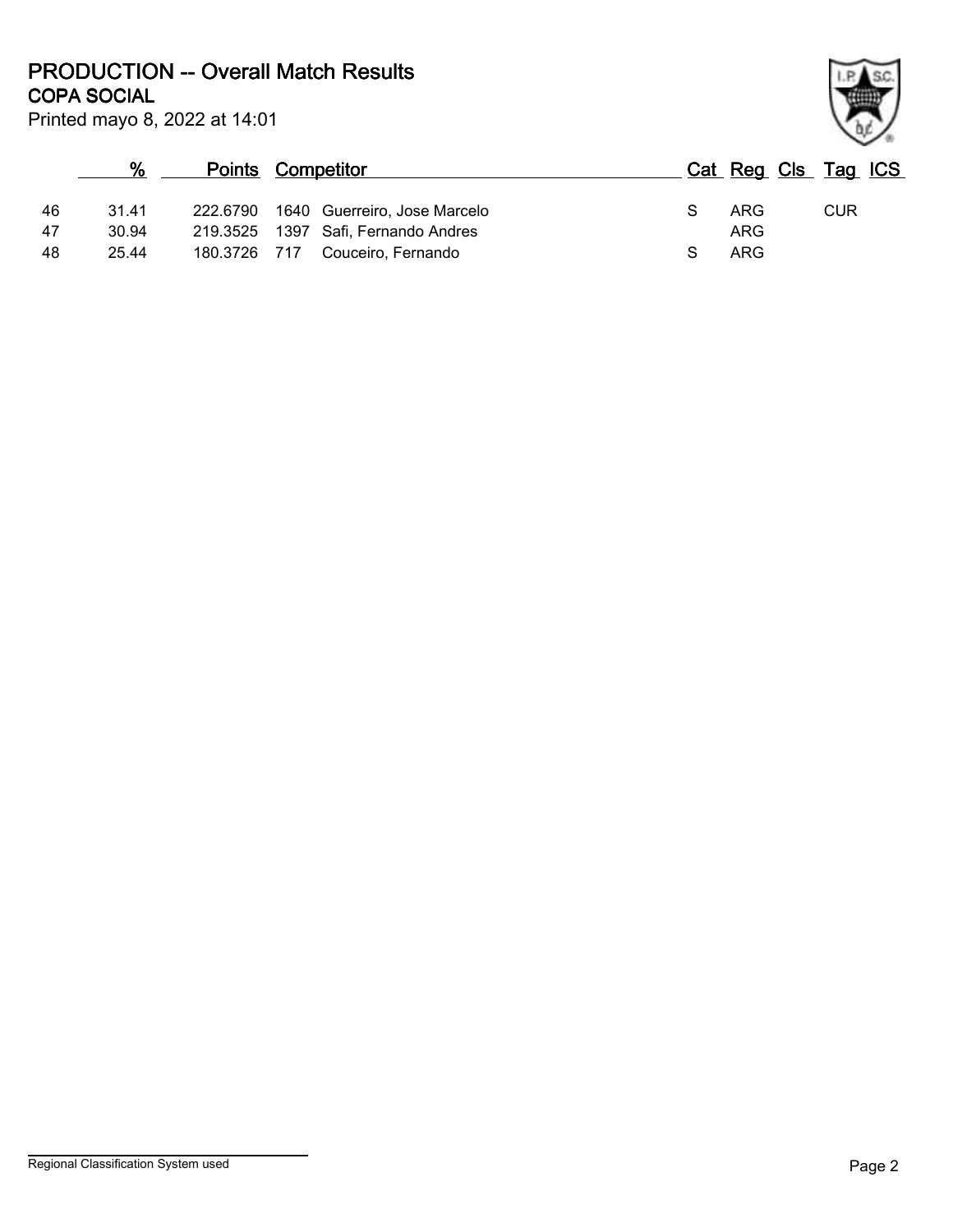# PRODUCTION -- Overall Match Results

## COPA SOCIAL

Printed mayo 8, 2022 at 14:01

| | % | Points | Competitor | | Cat | Reg | Cls | Tag | ICS |
|---|---|---|---|---|---|---|---|---|---|
| 46 | 31.41 | 222.6790 | 1640 | Guerreiro, Jose Marcelo | S | ARG | | CUR | |
| 47 | 30.94 | 219.3525 | 1397 | Safi, Fernando Andres | | ARG | | | |
| 48 | 25.44 | 180.3726 | 717 | Couceiro, Fernando | S | ARG | | | |

Regional Classification System used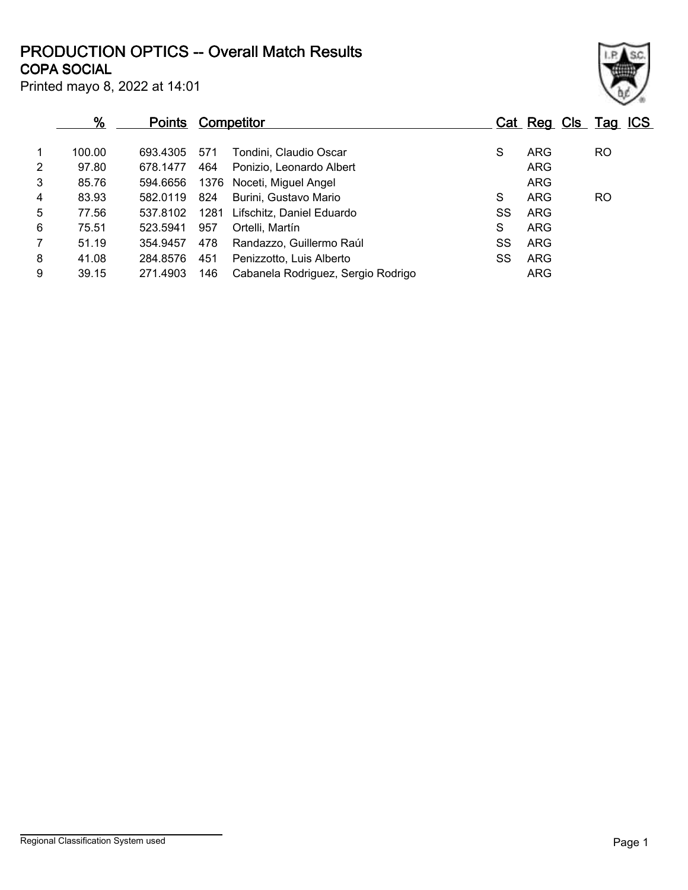# PRODUCTION OPTICS -- Overall Match Results

## COPA SOCIAL

Printed mayo 8, 2022 at 14:01

| | % | Points | Competitor | | Cat | Reg | Cls | Tag | ICS |
|---|---|---|---|---|---|---|---|---|---|
| 1 | 100.00 | 693.4305 | 571 | Tondini, Claudio Oscar | S | ARG | | RO | |
| 2 | 97.80 | 678.1477 | 464 | Ponizio, Leonardo Albert | | ARG | | | |
| 3 | 85.76 | 594.6656 | 1376 | Noceti, Miguel Angel | | ARG | | | |
| 4 | 83.93 | 582.0119 | 824 | Burini, Gustavo Mario | S | ARG | | RO | |
| 5 | 77.56 | 537.8102 | 1281 | Lifschitz, Daniel Eduardo | SS | ARG | | | |
| 6 | 75.51 | 523.5941 | 957 | Ortelli, Martín | S | ARG | | | |
| 7 | 51.19 | 354.9457 | 478 | Randazzo, Guillermo Raúl | SS | ARG | | | |
| 8 | 41.08 | 284.8576 | 451 | Penizzotto, Luis Alberto | SS | ARG | | | |
| 9 | 39.15 | 271.4903 | 146 | Cabanela Rodriguez, Sergio Rodrigo | | ARG | | | |

Regional Classification System used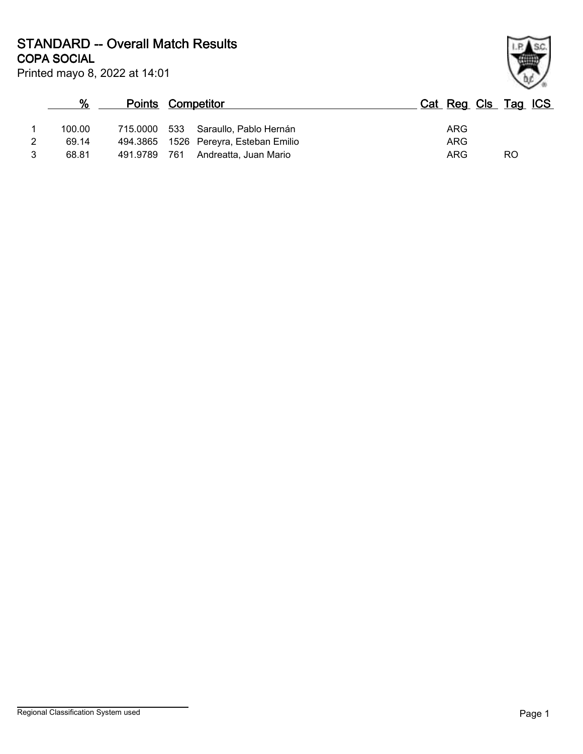# STANDARD -- Overall Match Results

## COPA SOCIAL

Printed mayo 8, 2022 at 14:01

| | % | Points | Competitor | | Cat | Reg | Cls | Tag | ICS |
|---|---|---|---|---|---|---|---|---|---|
| 1 | 100.00 | 715.0000 | 533 | Saraullo, Pablo Hernán | | ARG | | | |
| 2 | 69.14 | 494.3865 | 1526 | Pereyra, Esteban Emilio | | ARG | | | |
| 3 | 68.81 | 491.9789 | 761 | Andreatta, Juan Mario | | ARG | | RO | |

Regional Classification System used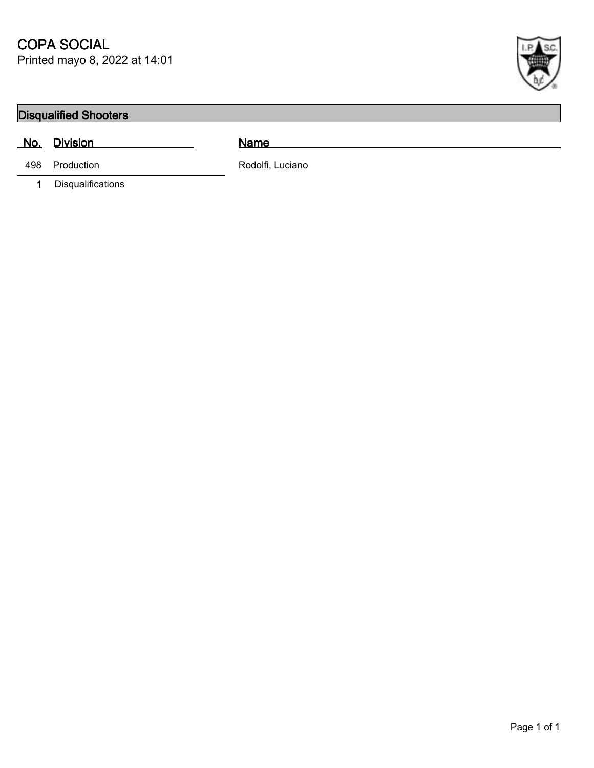# COPA SOCIAL

Printed mayo 8, 2022 at 14:01

## Disqualified Shooters

| No. | Division | Name |
| --- | --- | --- |
| 498 | Production | Rodolfi, Luciano |

1 Disqualifications